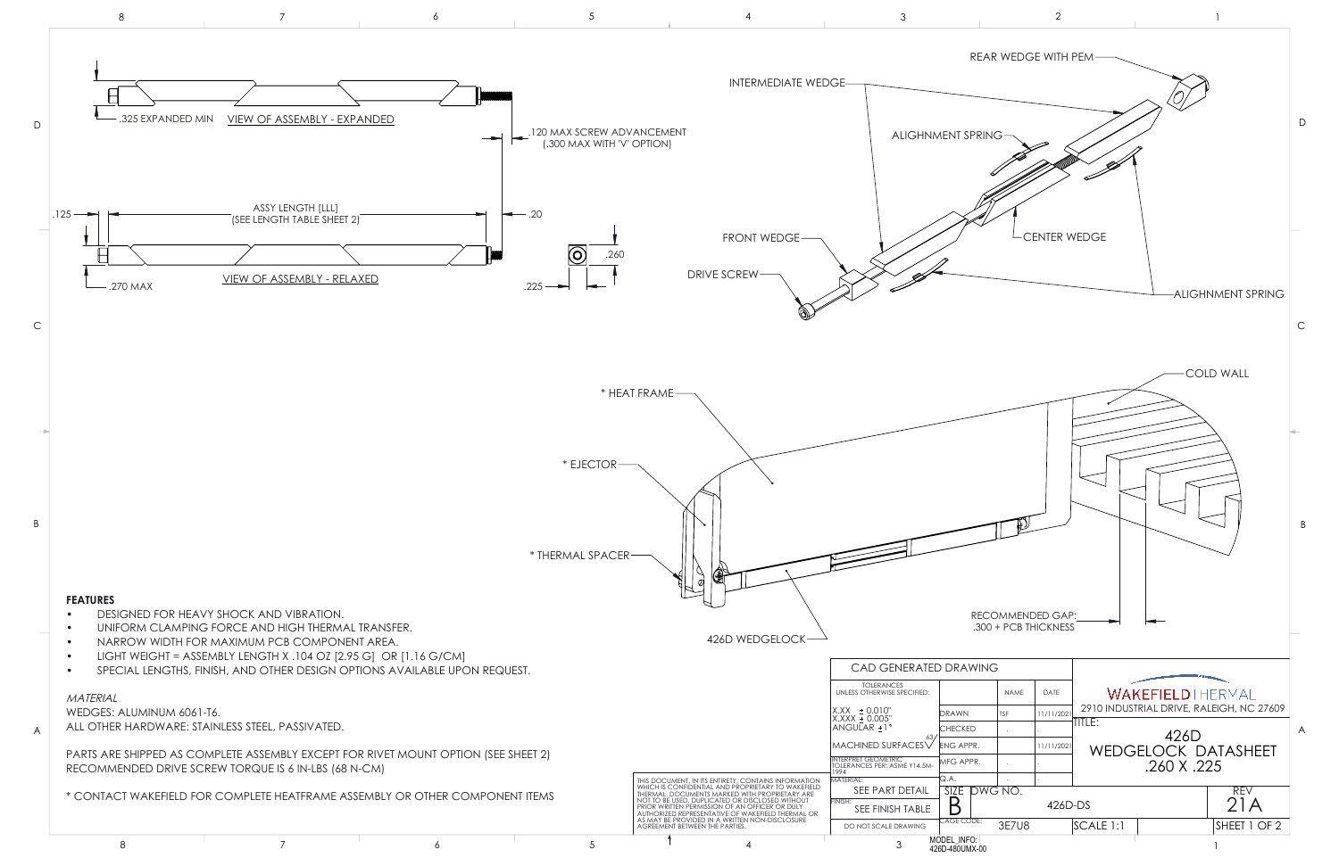# WEDGELOCK DATASHEET

## 426D WEDGELOCK DATASHEET .260 X .225

VIEW OF ASSEMBLY - EXPANDED

.325 EXPANDED MIN

.120 MAX SCREW ADVANCEMENT (.300 MAX WITH 'V' OPTION)

VIEW OF ASSEMBLY - RELAXED

ASSY LENGTH [LLL] (SEE LENGTH TABLE SHEET 2)

.125 | .20 | .270 MAX | .260 | .225

REAR WEDGE WITH PEM

INTERMEDIATE WEDGE

ALIGHNMENT SPRING

FRONT WEDGE

CENTER WEDGE

DRIVE SCREW

ALIGHNMENT SPRING

COLD WALL

\* HEAT FRAME

\* EJECTOR

\* THERMAL SPACER

426D WEDGELOCK

RECOMMENDED GAP: .300 + PCB THICKNESS

### FEATURES

- DESIGNED FOR HEAVY SHOCK AND VIBRATION.
- UNIFORM CLAMPING FORCE AND HIGH THERMAL TRANSFER.
- NARROW WIDTH FOR MAXIMUM PCB COMPONENT AREA.
- LIGHT WEIGHT = ASSEMBLY LENGTH X .104 OZ [2.95 G] OR [1.16 G/CM]
- SPECIAL LENGTHS, FINISH, AND OTHER DESIGN OPTIONS AVAILABLE UPON REQUEST.

*MATERIAL*

WEDGES: ALUMINUM 6061-T6.

ALL OTHER HARDWARE: STAINLESS STEEL, PASSIVATED.

PARTS ARE SHIPPED AS COMPLETE ASSEMBLY EXCEPT FOR RIVET MOUNT OPTION (SEE SHEET 2)

RECOMMENDED DRIVE SCREW TORQUE IS 6 IN-LBS (68 N-CM)

\* CONTACT WAKEFIELD FOR COMPLETE HEATFRAME ASSEMBLY OR OTHER COMPONENT ITEMS

THIS DOCUMENT, IN ITS ENTIRETY, CONTAINS INFORMATION WHICH IS CONFIDENTIAL AND PROPRIETARY TO WAKEFIELD THERMAL. DOCUMENTS MARKED WITH PROPRIETARY ARE NOT TO BE USED, DUPLICATED OR DISCLOSED WITHOUT PRIOR WRITTEN PERMISSION OF AN OFFICER OR DULY AUTHORIZED REPRESENTATIVE OF WAKEFIELD THERMAL OR AS MAY BE PROVIDED IN A WRITTEN NON-DISCLOSURE AGREEMENT BETWEEN THE PARTIES.

| CAD GENERATED DRAWING | | | |
|---|---|---|---|
| TOLERANCES UNLESS OTHERWISE SPECIFIED: | | NAME | DATE |
| X.XX ± 0.010" X.XXX ± 0.005" ANGULAR ±1° | DRAWN | TSF | 11/11/2021 |
| | CHECKED | . | . |
| MACHINED SURFACES 63 | ENG APPR. | | 11/11/2021 |
| INTERPRET GEOMETRIC TOLERANCES PER: ASME Y14.5M-1994 | MFG APPR. | . | . |
| MATERIAL: SEE PART DETAIL | Q.A. | . | . |
| FINISH: SEE FINISH TABLE | | | |
| DO NOT SCALE DRAWING | | | |

WAKEFIELD | HERVAL — 2910 INDUSTRIAL DRIVE, RALEIGH, NC 27609

TITLE: 426D WEDGELOCK DATASHEET .260 X .225

| SIZE | DWG NO. | REV |
|---|---|---|
| B | 426D-DS | 21A |
| CAGE CODE: 3E7U8 | SCALE 1:1 | SHEET 1 OF 2 |

MODEL_INFO: 426D-480UMX-00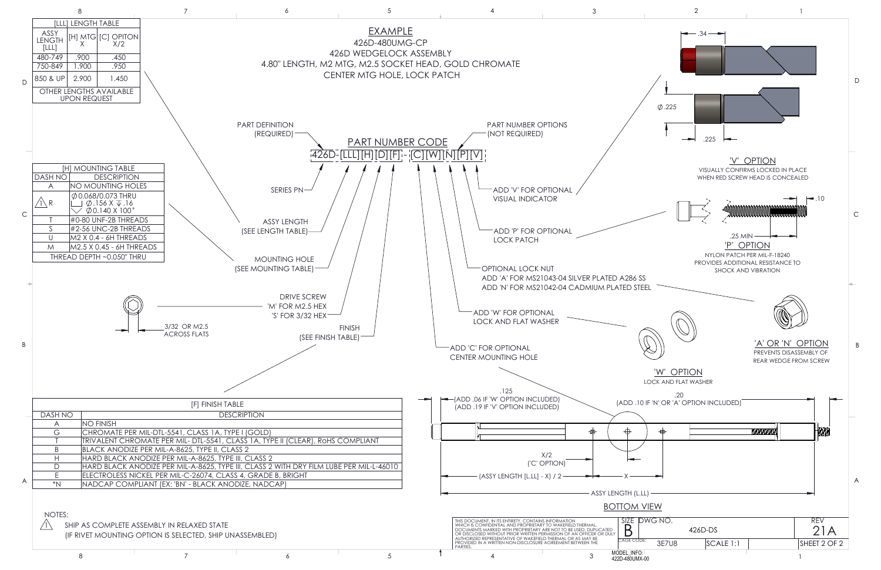## [LLL] LENGTH TABLE

| ASSY LENGTH [LLL] | [H] MTG X | [C] OPITON X/2 |
|---|---|---|
| 480-749 | .900 | .450 |
| 750-849 | 1.900 | .950 |
| 850 & UP | 2.900 | 1.450 |
| OTHER LENGTHS AVAILABLE UPON REQUEST | | |

## EXAMPLE

426D-480UMG-CP
426D WEDGELOCK ASSEMBLY
4.80" LENGTH, M2 MTG, M2.5 SOCKET HEAD, GOLD CHROMATE
CENTER MTG HOLE, LOCK PATCH

## PART NUMBER CODE

426D-[LLL][H][D][F]-[C][W][N][P][V]

PART DEFINITION (REQUIRED)

PART NUMBER OPTIONS (NOT REQUIRED)

SERIES PN

ASSY LENGTH (SEE LENGTH TABLE)

MOUNTING HOLE (SEE MOUNTING TABLE)

DRIVE SCREW
'M' FOR M2.5 HEX
'S' FOR 3/32 HEX

FINISH (SEE FINISH TABLE)

ADD 'V' FOR OPTIONAL VISUAL INDICATOR

ADD 'P' FOR OPTIONAL LOCK PATCH

OPTIONAL LOCK NUT
ADD 'A' FOR MS21043-04 SILVER PLATED A286 SS
ADD 'N' FOR MS21042-04 CADMIUM PLATED STEEL

ADD 'W' FOR OPTIONAL LOCK AND FLAT WASHER

ADD 'C' FOR OPTIONAL CENTER MOUNTING HOLE

## [H] MOUNTING TABLE

| DASH NO | DESCRIPTION |
|---|---|
| A | NO MOUNTING HOLES |
| R (1) | Ø0.068/0.073 THRU<br>⌴ Ø.156 X ↧.16<br>⌵ Ø0.140 X 100° |
| T | #0-80 UNF-2B THREADS |
| S | #2-56 UNC-2B THREADS |
| U | M2 X 0.4 - 6H THREADS |
| M | M2.5 X 0.45 - 6H THREADS |
| THREAD DEPTH ~0.050" THRU | |

3/32 OR M2.5 ACROSS FLATS

## 'V' OPTION

.34
Ø.225
.225

VISUALLY CONFIRMS LOCKED IN PLACE WHEN RED SCREW HEAD IS CONCEALED

## 'P' OPTION

.10
.25 MIN

NYLON PATCH PER MIL-F-18240 PROVIDES ADDITIONAL RESISTANCE TO SHOCK AND VIBRATION

## 'A' OR 'N' OPTION

PREVENTS DISASSEMBLY OF REAR WEDGE FROM SCREW

## 'W' OPTION

LOCK AND FLAT WASHER

## [F] FINISH TABLE

| DASH NO | DESCRIPTION |
|---|---|
| A | NO FINISH |
| G | CHROMATE PER MIL-DTL-5541, CLASS 1A, TYPE I (GOLD) |
| T | TRIVALENT CHROMATE PER MIL- DTL-5541, CLASS 1A, TYPE II (CLEAR), RoHS COMPLIANT |
| B | BLACK ANODIZE PER MIL-A-8625, TYPE II, CLASS 2 |
| H | HARD BLACK ANODIZE PER MIL-A-8625, TYPE III, CLASS 2 |
| D | HARD BLACK ANODIZE PER MIL-A-8625, TYPE III, CLASS 2 WITH DRY FILM LUBE PER MIL-L-46010 |
| E | ELECTROLESS NICKEL PER MIL-C-26074, CLASS 4, GRADE B, BRIGHT |
| *N | NADCAP COMPLIANT (EX: 'BN' - BLACK ANODIZE, NADCAP) |

## BOTTOM VIEW

.125
(ADD .06 IF 'W' OPTION INCLUDED)
(ADD .19 IF 'V' OPTION INCLUDED)

.20
(ADD .10 IF 'N' OR 'A' OPTION INCLUDED)

X/2
('C' OPTION)

(ASSY LENGTH [L.LL] - X) / 2

X

ASSY LENGTH (L.LL)

NOTES:

1. SHIP AS COMPLETE ASSEMBLY IN RELAXED STATE
(IF RIVET MOUNTING OPTION IS SELECTED, SHIP UNASSEMBLED)

THIS DOCUMENT, IN ITS ENTIRETY, CONTAINS INFORMATION WHICH IS CONFIDENTIAL AND PROPRIETARY TO WAKEFIELD THERMAL. DOCUMENTS MARKED WITH PROPRIETARY ARE NOT TO BE USED, DUPLICATED OR DISCLOSED WITHOUT PRIOR WRITTEN PERMISSION OF AN OFFICER OR DULY AUTHORIZED REPRESENTATIVE OF WAKEFIELD THERMAL OR AS MAY BE PROVIDED IN A WRITTEN NON-DISCLOSURE AGREEMENT BETWEEN THE PARTIES.

| SIZE | DWG NO. | | REV |
|---|---|---|---|
| B | 426D-DS | | 21A |
| CAGE CODE: | 3E7U8 | SCALE 1:1 | SHEET 2 OF 2 |

MODEL_INFO: 422D-480UMX-00